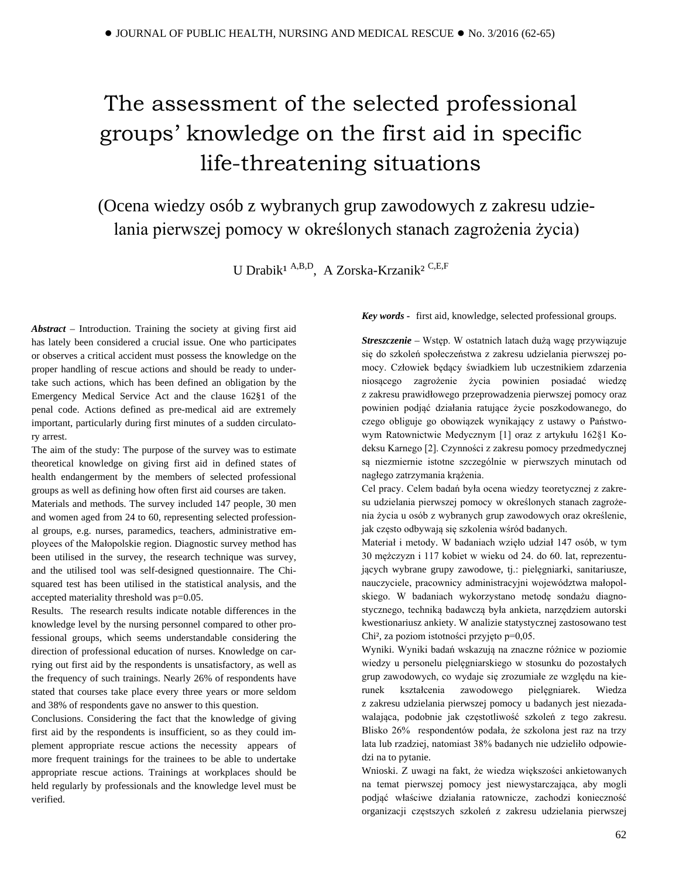# The assessment of the selected professional groups' knowledge on the first aid in specific life-threatening situations

## (Ocena wiedzy osób z wybranych grup zawodowych z zakresu udzielania pierwszej pomocy w określonych stanach zagrożenia życia)

U Drabik[1 A,B,D], A Zorska-Krzanik[2 C,E,F]

***Abstract*** – Introduction. Training the society at giving first aid has lately been considered a crucial issue. One who participates or observes a critical accident must possess the knowledge on the proper handling of rescue actions and should be ready to undertake such actions, which has been defined an obligation by the Emergency Medical Service Act and the clause 162§1 of the penal code. Actions defined as pre-medical aid are extremely important, particularly during first minutes of a sudden circulatory arrest.

The aim of the study: The purpose of the survey was to estimate theoretical knowledge on giving first aid in defined states of health endangerment by the members of selected professional groups as well as defining how often first aid courses are taken.

Materials and methods. The survey included 147 people, 30 men and women aged from 24 to 60, representing selected professional groups, e.g. nurses, paramedics, teachers, administrative employees of the Małopolskie region. Diagnostic survey method has been utilised in the survey, the research technique was survey, and the utilised tool was self-designed questionnaire. The Chi-squared test has been utilised in the statistical analysis, and the accepted materiality threshold was p=0.05.

Results. The research results indicate notable differences in the knowledge level by the nursing personnel compared to other professional groups, which seems understandable considering the direction of professional education of nurses. Knowledge on carrying out first aid by the respondents is unsatisfactory, as well as the frequency of such trainings. Nearly 26% of respondents have stated that courses take place every three years or more seldom and 38% of respondents gave no answer to this question.

Conclusions. Considering the fact that the knowledge of giving first aid by the respondents is insufficient, so as they could implement appropriate rescue actions the necessity appears of more frequent trainings for the trainees to be able to undertake appropriate rescue actions. Trainings at workplaces should be held regularly by professionals and the knowledge level must be verified.

***Key words*** - first aid, knowledge, selected professional groups.

***Streszczenie*** – Wstęp. W ostatnich latach dużą wagę przywiązuje się do szkoleń społeczeństwa z zakresu udzielania pierwszej pomocy. Człowiek będący świadkiem lub uczestnikiem zdarzenia niosącego zagrożenie życia powinien posiadać wiedzę z zakresu prawidłowego przeprowadzenia pierwszej pomocy oraz powinien podjąć działania ratujące życie poszkodowanego, do czego obliguje go obowiązek wynikający z ustawy o Państwowym Ratownictwie Medycznym [1] oraz z artykułu 162§1 Kodeksu Karnego [2]. Czynności z zakresu pomocy przedmedycznej są niezmiernie istotne szczególnie w pierwszych minutach od nagłego zatrzymania krążenia.

Cel pracy. Celem badań była ocena wiedzy teoretycznej z zakresu udzielania pierwszej pomocy w określonych stanach zagrożenia życia u osób z wybranych grup zawodowych oraz określenie, jak często odbywają się szkolenia wśród badanych.

Materiał i metody. W badaniach wzięło udział 147 osób, w tym 30 mężczyzn i 117 kobiet w wieku od 24. do 60. lat, reprezentujących wybrane grupy zawodowe, tj.: pielęgniarki, sanitariusze, nauczyciele, pracownicy administracyjni województwa małopolskiego. W badaniach wykorzystano metodę sondażu diagnostycznego, techniką badawczą była ankieta, narzędziem autorski kwestionariusz ankiety. W analizie statystycznej zastosowano test Chi², za poziom istotności przyjęto p=0,05.

Wyniki. Wyniki badań wskazują na znaczne różnice w poziomie wiedzy u personelu pielęgniarskiego w stosunku do pozostałych grup zawodowych, co wydaje się zrozumiałe ze względu na kierunek kształcenia zawodowego pielęgniarek. Wiedza z zakresu udzielania pierwszej pomocy u badanych jest niezadawalająca, podobnie jak częstotliwość szkoleń z tego zakresu. Blisko 26% respondentów podała, że szkolona jest raz na trzy lata lub rzadziej, natomiast 38% badanych nie udzieliło odpowiedzi na to pytanie.

Wnioski. Z uwagi na fakt, że wiedza większości ankietowanych na temat pierwszej pomocy jest niewystarczająca, aby mogli podjąć właściwe działania ratownicze, zachodzi konieczność organizacji częstszych szkoleń z zakresu udzielania pierwszej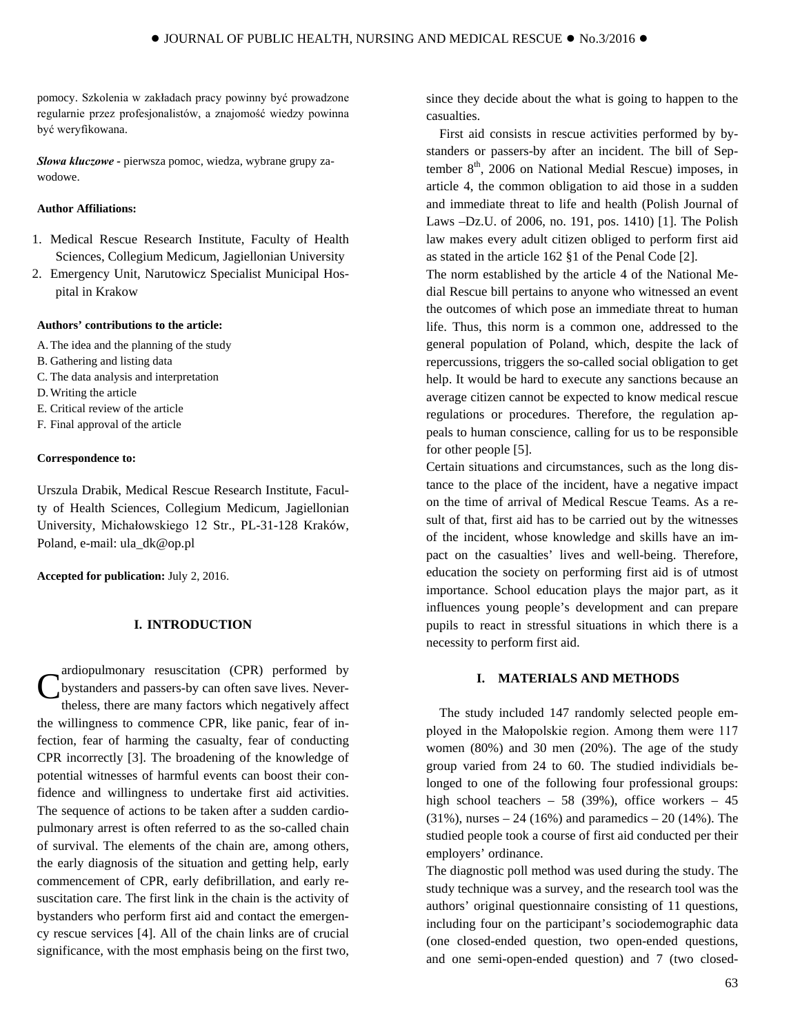pomocy. Szkolenia w zakładach pracy powinny być prowadzone regularnie przez profesjonalistów, a znajomość wiedzy powinna być weryfikowana.

***Słowa kluczowe*** - pierwsza pomoc, wiedza, wybrane grupy zawodowe.

**Author Affiliations:**

1. Medical Rescue Research Institute, Faculty of Health Sciences, Collegium Medicum, Jagiellonian University
2. Emergency Unit, Narutowicz Specialist Municipal Hospital in Krakow

**Authors' contributions to the article:**

A. The idea and the planning of the study
B. Gathering and listing data
C. The data analysis and interpretation
D. Writing the article
E. Critical review of the article
F. Final approval of the article

**Correspondence to:**

Urszula Drabik, Medical Rescue Research Institute, Faculty of Health Sciences, Collegium Medicum, Jagiellonian University, Michałowskiego 12 Str., PL-31-128 Kraków, Poland, e-mail: ula_dk@op.pl

**Accepted for publication:** July 2, 2016.

## I. INTRODUCTION

Cardiopulmonary resuscitation (CPR) performed by bystanders and passers-by can often save lives. Nevertheless, there are many factors which negatively affect the willingness to commence CPR, like panic, fear of infection, fear of harming the casualty, fear of conducting CPR incorrectly [3]. The broadening of the knowledge of potential witnesses of harmful events can boost their confidence and willingness to undertake first aid activities. The sequence of actions to be taken after a sudden cardiopulmonary arrest is often referred to as the so-called chain of survival. The elements of the chain are, among others, the early diagnosis of the situation and getting help, early commencement of CPR, early defibrillation, and early resuscitation care. The first link in the chain is the activity of bystanders who perform first aid and contact the emergency rescue services [4]. All of the chain links are of crucial significance, with the most emphasis being on the first two, since they decide about the what is going to happen to the casualties.

First aid consists in rescue activities performed by bystanders or passers-by after an incident. The bill of September 8th, 2006 on National Medial Rescue) imposes, in article 4, the common obligation to aid those in a sudden and immediate threat to life and health (Polish Journal of Laws –Dz.U. of 2006, no. 191, pos. 1410) [1]. The Polish law makes every adult citizen obliged to perform first aid as stated in the article 162 §1 of the Penal Code [2].

The norm established by the article 4 of the National Medial Rescue bill pertains to anyone who witnessed an event the outcomes of which pose an immediate threat to human life. Thus, this norm is a common one, addressed to the general population of Poland, which, despite the lack of repercussions, triggers the so-called social obligation to get help. It would be hard to execute any sanctions because an average citizen cannot be expected to know medical rescue regulations or procedures. Therefore, the regulation appeals to human conscience, calling for us to be responsible for other people [5].

Certain situations and circumstances, such as the long distance to the place of the incident, have a negative impact on the time of arrival of Medical Rescue Teams. As a result of that, first aid has to be carried out by the witnesses of the incident, whose knowledge and skills have an impact on the casualties' lives and well-being. Therefore, education the society on performing first aid is of utmost importance. School education plays the major part, as it influences young people's development and can prepare pupils to react in stressful situations in which there is a necessity to perform first aid.

## I. MATERIALS AND METHODS

The study included 147 randomly selected people employed in the Małopolskie region. Among them were 117 women (80%) and 30 men (20%). The age of the study group varied from 24 to 60. The studied individials belonged to one of the following four professional groups: high school teachers – 58 (39%), office workers – 45 (31%), nurses – 24 (16%) and paramedics – 20 (14%). The studied people took a course of first aid conducted per their employers' ordinance.

The diagnostic poll method was used during the study. The study technique was a survey, and the research tool was the authors' original questionnaire consisting of 11 questions, including four on the participant's sociodemographic data (one closed-ended question, two open-ended questions, and one semi-open-ended question) and 7 (two closed-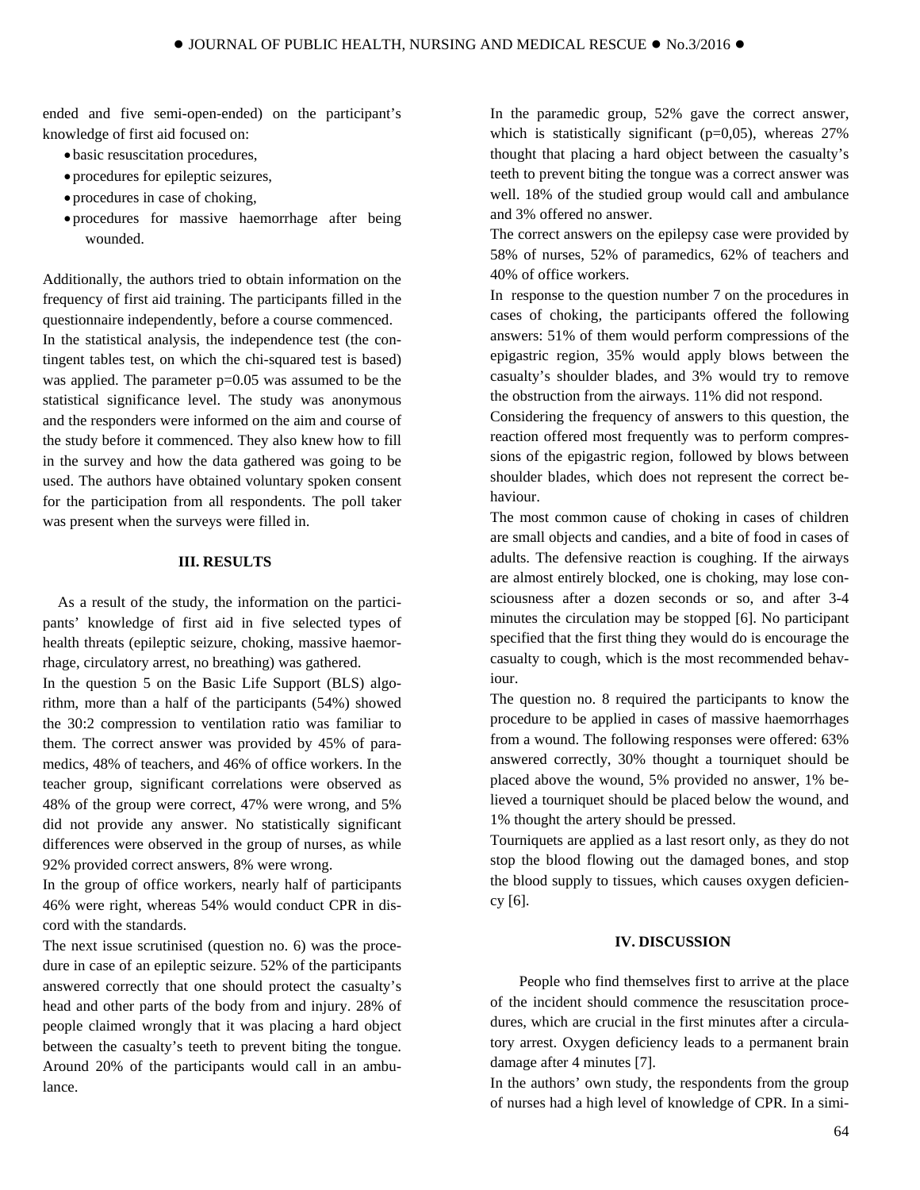ended and five semi-open-ended) on the participant's knowledge of first aid focused on:

- basic resuscitation procedures,
- procedures for epileptic seizures,
- procedures in case of choking,
- procedures for massive haemorrhage after being wounded.

Additionally, the authors tried to obtain information on the frequency of first aid training. The participants filled in the questionnaire independently, before a course commenced.
In the statistical analysis, the independence test (the contingent tables test, on which the chi-squared test is based) was applied. The parameter p=0.05 was assumed to be the statistical significance level. The study was anonymous and the responders were informed on the aim and course of the study before it commenced. They also knew how to fill in the survey and how the data gathered was going to be used. The authors have obtained voluntary spoken consent for the participation from all respondents. The poll taker was present when the surveys were filled in.

## III. RESULTS

As a result of the study, the information on the participants' knowledge of first aid in five selected types of health threats (epileptic seizure, choking, massive haemorrhage, circulatory arrest, no breathing) was gathered.
In the question 5 on the Basic Life Support (BLS) algorithm, more than a half of the participants (54%) showed the 30:2 compression to ventilation ratio was familiar to them. The correct answer was provided by 45% of paramedics, 48% of teachers, and 46% of office workers. In the teacher group, significant correlations were observed as 48% of the group were correct, 47% were wrong, and 5% did not provide any answer. No statistically significant differences were observed in the group of nurses, as while 92% provided correct answers, 8% were wrong.
In the group of office workers, nearly half of participants 46% were right, whereas 54% would conduct CPR in discord with the standards.
The next issue scrutinised (question no. 6) was the procedure in case of an epileptic seizure. 52% of the participants answered correctly that one should protect the casualty's head and other parts of the body from and injury. 28% of people claimed wrongly that it was placing a hard object between the casualty's teeth to prevent biting the tongue. Around 20% of the participants would call in an ambulance.
In the paramedic group, 52% gave the correct answer, which is statistically significant (p=0,05), whereas 27% thought that placing a hard object between the casualty's teeth to prevent biting the tongue was a correct answer was well. 18% of the studied group would call and ambulance and 3% offered no answer.
The correct answers on the epilepsy case were provided by 58% of nurses, 52% of paramedics, 62% of teachers and 40% of office workers.
In response to the question number 7 on the procedures in cases of choking, the participants offered the following answers: 51% of them would perform compressions of the epigastric region, 35% would apply blows between the casualty's shoulder blades, and 3% would try to remove the obstruction from the airways. 11% did not respond.
Considering the frequency of answers to this question, the reaction offered most frequently was to perform compressions of the epigastric region, followed by blows between shoulder blades, which does not represent the correct behaviour.
The most common cause of choking in cases of children are small objects and candies, and a bite of food in cases of adults. The defensive reaction is coughing. If the airways are almost entirely blocked, one is choking, may lose consciousness after a dozen seconds or so, and after 3-4 minutes the circulation may be stopped [6]. No participant specified that the first thing they would do is encourage the casualty to cough, which is the most recommended behaviour.
The question no. 8 required the participants to know the procedure to be applied in cases of massive haemorrhages from a wound. The following responses were offered: 63% answered correctly, 30% thought a tourniquet should be placed above the wound, 5% provided no answer, 1% believed a tourniquet should be placed below the wound, and 1% thought the artery should be pressed.
Tourniquets are applied as a last resort only, as they do not stop the blood flowing out the damaged bones, and stop the blood supply to tissues, which causes oxygen deficiency [6].

## IV. DISCUSSION

People who find themselves first to arrive at the place of the incident should commence the resuscitation procedures, which are crucial in the first minutes after a circulatory arrest. Oxygen deficiency leads to a permanent brain damage after 4 minutes [7].
In the authors' own study, the respondents from the group of nurses had a high level of knowledge of CPR. In a simi-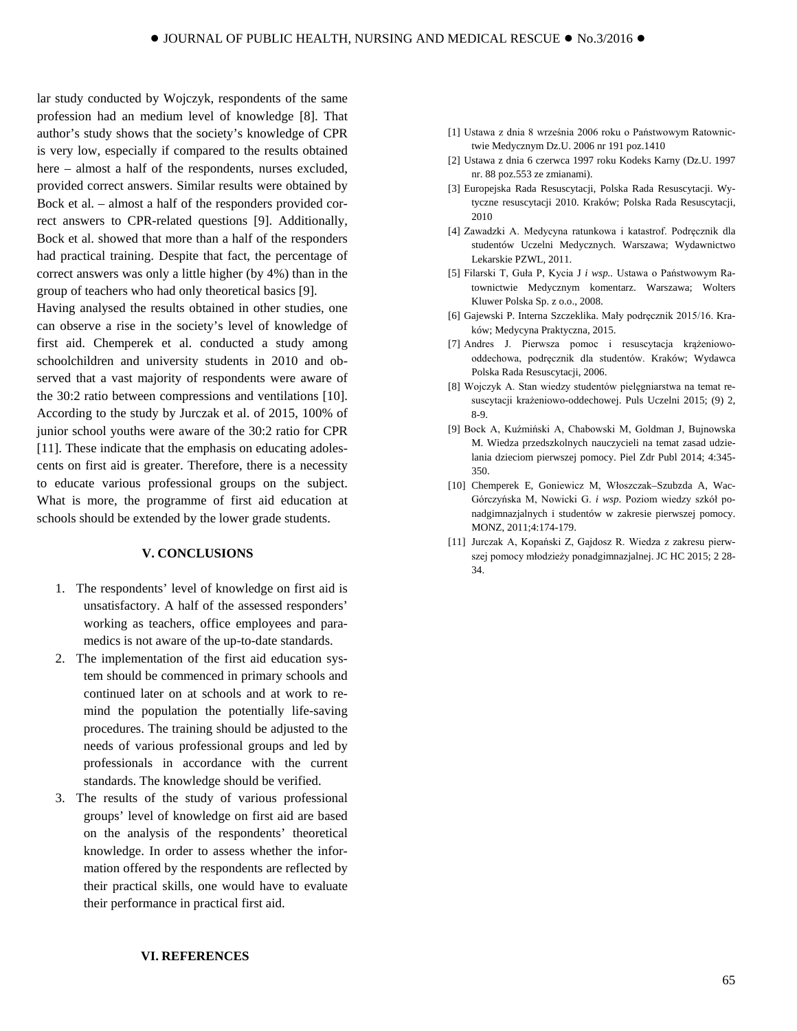lar study conducted by Wojczyk, respondents of the same profession had an medium level of knowledge [8]. That author's study shows that the society's knowledge of CPR is very low, especially if compared to the results obtained here – almost a half of the respondents, nurses excluded, provided correct answers. Similar results were obtained by Bock et al. – almost a half of the responders provided correct answers to CPR-related questions [9]. Additionally, Bock et al. showed that more than a half of the responders had practical training. Despite that fact, the percentage of correct answers was only a little higher (by 4%) than in the group of teachers who had only theoretical basics [9].

Having analysed the results obtained in other studies, one can observe a rise in the society's level of knowledge of first aid. Chemperek et al. conducted a study among schoolchildren and university students in 2010 and observed that a vast majority of respondents were aware of the 30:2 ratio between compressions and ventilations [10]. According to the study by Jurczak et al. of 2015, 100% of junior school youths were aware of the 30:2 ratio for CPR [11]. These indicate that the emphasis on educating adolescents on first aid is greater. Therefore, there is a necessity to educate various professional groups on the subject. What is more, the programme of first aid education at schools should be extended by the lower grade students.

## V. CONCLUSIONS

1. The respondents' level of knowledge on first aid is unsatisfactory. A half of the assessed responders' working as teachers, office employees and paramedics is not aware of the up-to-date standards.
2. The implementation of the first aid education system should be commenced in primary schools and continued later on at schools and at work to remind the population the potentially life-saving procedures. The training should be adjusted to the needs of various professional groups and led by professionals in accordance with the current standards. The knowledge should be verified.
3. The results of the study of various professional groups' level of knowledge on first aid are based on the analysis of the respondents' theoretical knowledge. In order to assess whether the information offered by the respondents are reflected by their practical skills, one would have to evaluate their performance in practical first aid.

## VI. REFERENCES

[1] Ustawa z dnia 8 września 2006 roku o Państwowym Ratownictwie Medycznym Dz.U. 2006 nr 191 poz.1410

[2] Ustawa z dnia 6 czerwca 1997 roku Kodeks Karny (Dz.U. 1997 nr. 88 poz.553 ze zmianami).

[3] Europejska Rada Resuscytacji, Polska Rada Resuscytacji. Wytyczne resuscytacji 2010. Kraków; Polska Rada Resuscytacji, 2010

[4] Zawadzki A. Medycyna ratunkowa i katastrof. Podręcznik dla studentów Uczelni Medycznych. Warszawa; Wydawnictwo Lekarskie PZWL, 2011.

[5] Filarski T, Guła P, Kycia J *i wsp.*. Ustawa o Państwowym Ratownictwie Medycznym komentarz. Warszawa; Wolters Kluwer Polska Sp. z o.o., 2008.

[6] Gajewski P. Interna Szczeklika. Mały podręcznik 2015/16. Kraków; Medycyna Praktyczna, 2015.

[7] Andres J. Pierwsza pomoc i resuscytacja krążeniowo-oddechowa, podręcznik dla studentów. Kraków; Wydawca Polska Rada Resuscytacji, 2006.

[8] Wojczyk A. Stan wiedzy studentów pielęgniarstwa na temat resuscytacji krażeniowo-oddechowej. Puls Uczelni 2015; (9) 2, 8-9.

[9] Bock A, Kuźmiński A, Chabowski M, Goldman J, Bujnowska M. Wiedza przedszkolnych nauczycieli na temat zasad udzielania dzieciom pierwszej pomocy. Piel Zdr Publ 2014; 4:345-350.

[10] Chemperek E, Goniewicz M, Włoszczak–Szubzda A, Wac-Górczyńska M, Nowicki G. *i wsp*. Poziom wiedzy szkół ponadgimnazjalnych i studentów w zakresie pierwszej pomocy. MONZ, 2011;4:174-179.

[11] Jurczak A, Kopański Z, Gajdosz R. Wiedza z zakresu pierwszej pomocy młodzieży ponadgimnazjalnej. JC HC 2015; 2 28-34.